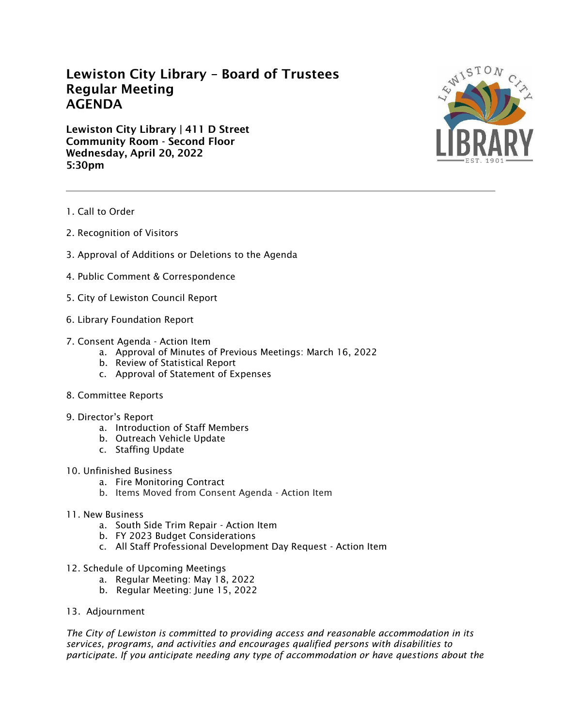# Lewiston City Library – Board of Trustees
# Regular Meeting
# AGENDA

**Lewiston City Library | 411 D Street**
**Community Room - Second Floor**
**Wednesday, April 20, 2022**
**5:30pm**

---

1. Call to Order

2. Recognition of Visitors

3. Approval of Additions or Deletions to the Agenda

4. Public Comment & Correspondence

5. City of Lewiston Council Report

6. Library Foundation Report

7. Consent Agenda - Action Item
   a. Approval of Minutes of Previous Meetings: March 16, 2022
   b. Review of Statistical Report
   c. Approval of Statement of Expenses

8. Committee Reports

9. Director's Report
   a. Introduction of Staff Members
   b. Outreach Vehicle Update
   c. Staffing Update

10. Unfinished Business
    a. Fire Monitoring Contract
    b. Items Moved from Consent Agenda - Action Item

11. New Business
    a. South Side Trim Repair - Action Item
    b. FY 2023 Budget Considerations
    c. All Staff Professional Development Day Request - Action Item

12. Schedule of Upcoming Meetings
    a. Regular Meeting: May 18, 2022
    b. Regular Meeting: June 15, 2022

13. Adjournment

*The City of Lewiston is committed to providing access and reasonable accommodation in its services, programs, and activities and encourages qualified persons with disabilities to participate. If you anticipate needing any type of accommodation or have questions about the*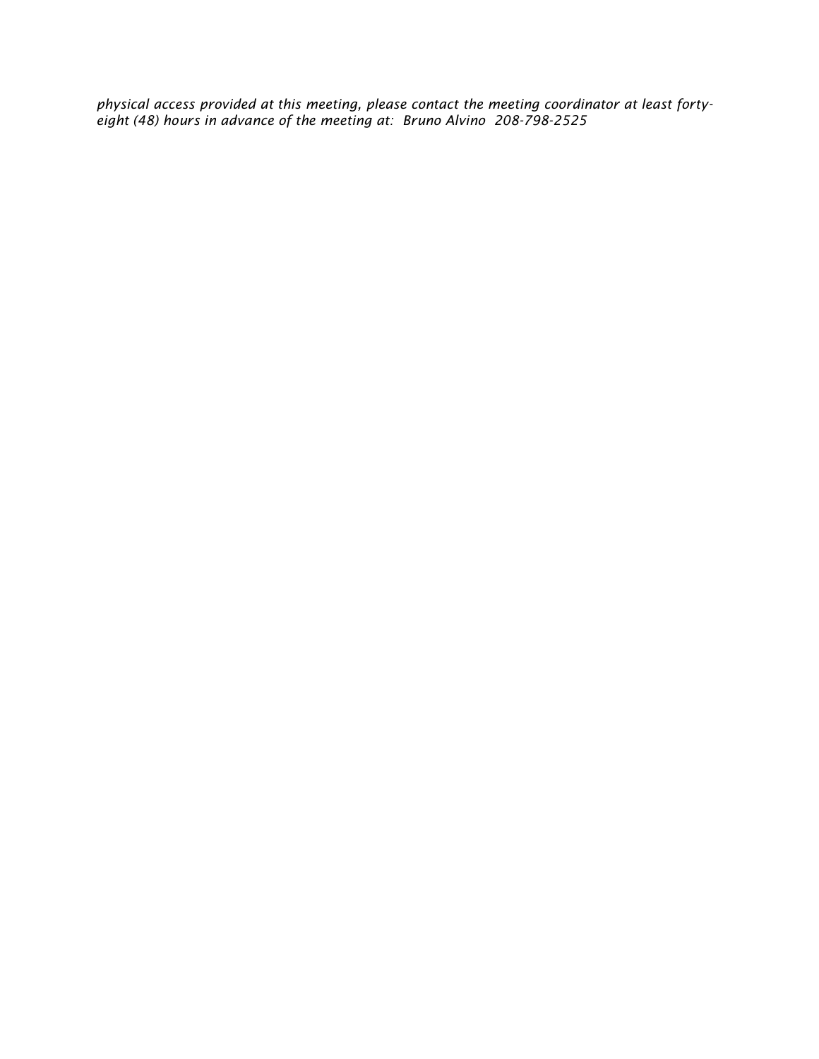*physical access provided at this meeting, please contact the meeting coordinator at least forty-eight (48) hours in advance of the meeting at:  Bruno Alvino  208-798-2525*